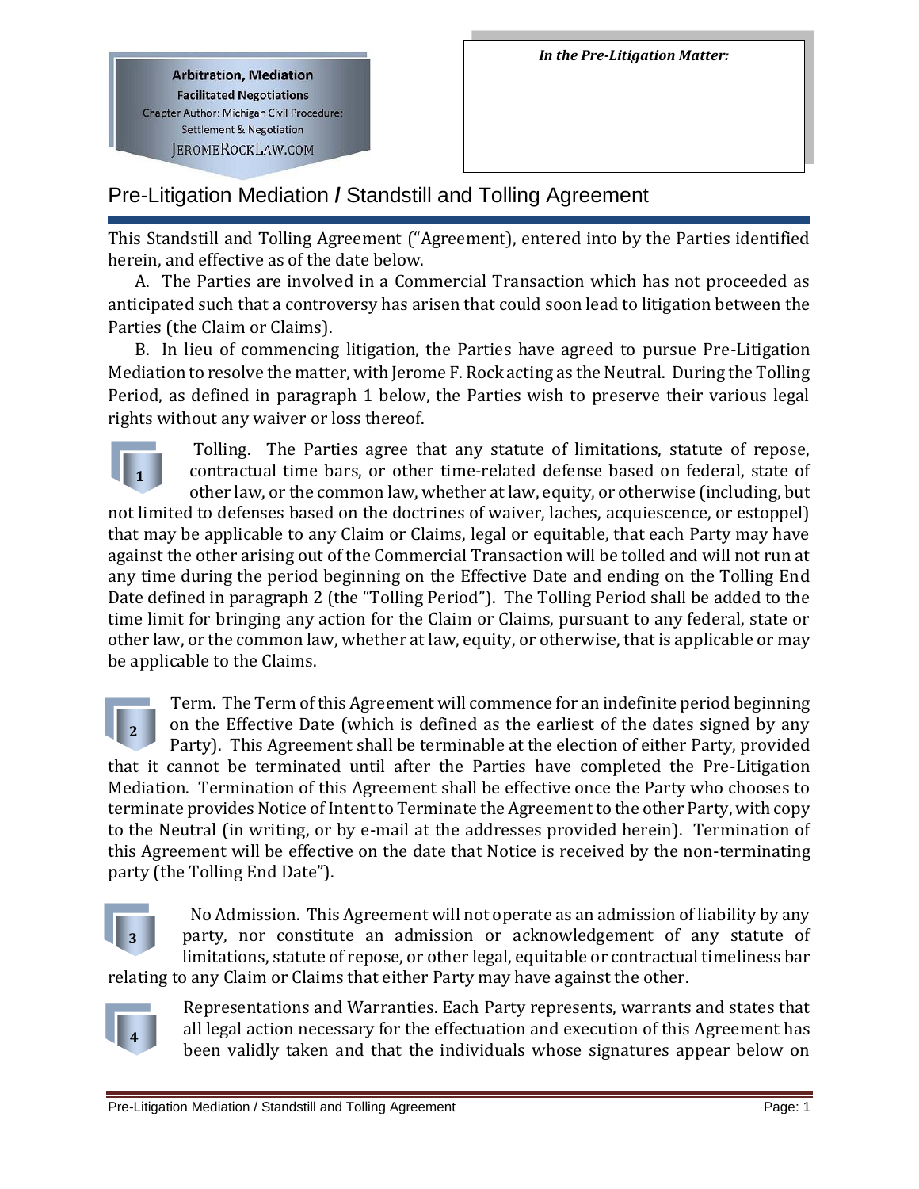**Arbitration, Mediation**
**Facilitated Negotiations**
Chapter Author: Michigan Civil Procedure: Settlement & Negotiation
JEROMEROCKLAW.COM

***In the Pre-Litigation Matter:***

# Pre-Litigation Mediation / Standstill and Tolling Agreement

This Standstill and Tolling Agreement ("Agreement), entered into by the Parties identified herein, and effective as of the date below.

A. The Parties are involved in a Commercial Transaction which has not proceeded as anticipated such that a controversy has arisen that could soon lead to litigation between the Parties (the Claim or Claims).

B. In lieu of commencing litigation, the Parties have agreed to pursue Pre-Litigation Mediation to resolve the matter, with Jerome F. Rock acting as the Neutral. During the Tolling Period, as defined in paragraph 1 below, the Parties wish to preserve their various legal rights without any waiver or loss thereof.

**1** Tolling. The Parties agree that any statute of limitations, statute of repose, contractual time bars, or other time-related defense based on federal, state of other law, or the common law, whether at law, equity, or otherwise (including, but not limited to defenses based on the doctrines of waiver, laches, acquiescence, or estoppel) that may be applicable to any Claim or Claims, legal or equitable, that each Party may have against the other arising out of the Commercial Transaction will be tolled and will not run at any time during the period beginning on the Effective Date and ending on the Tolling End Date defined in paragraph 2 (the "Tolling Period"). The Tolling Period shall be added to the time limit for bringing any action for the Claim or Claims, pursuant to any federal, state or other law, or the common law, whether at law, equity, or otherwise, that is applicable or may be applicable to the Claims.

**2** Term. The Term of this Agreement will commence for an indefinite period beginning on the Effective Date (which is defined as the earliest of the dates signed by any Party). This Agreement shall be terminable at the election of either Party, provided that it cannot be terminated until after the Parties have completed the Pre-Litigation Mediation. Termination of this Agreement shall be effective once the Party who chooses to terminate provides Notice of Intent to Terminate the Agreement to the other Party, with copy to the Neutral (in writing, or by e-mail at the addresses provided herein). Termination of this Agreement will be effective on the date that Notice is received by the non-terminating party (the Tolling End Date").

**3** No Admission. This Agreement will not operate as an admission of liability by any party, nor constitute an admission or acknowledgement of any statute of limitations, statute of repose, or other legal, equitable or contractual timeliness bar relating to any Claim or Claims that either Party may have against the other.

**4** Representations and Warranties. Each Party represents, warrants and states that all legal action necessary for the effectuation and execution of this Agreement has been validly taken and that the individuals whose signatures appear below on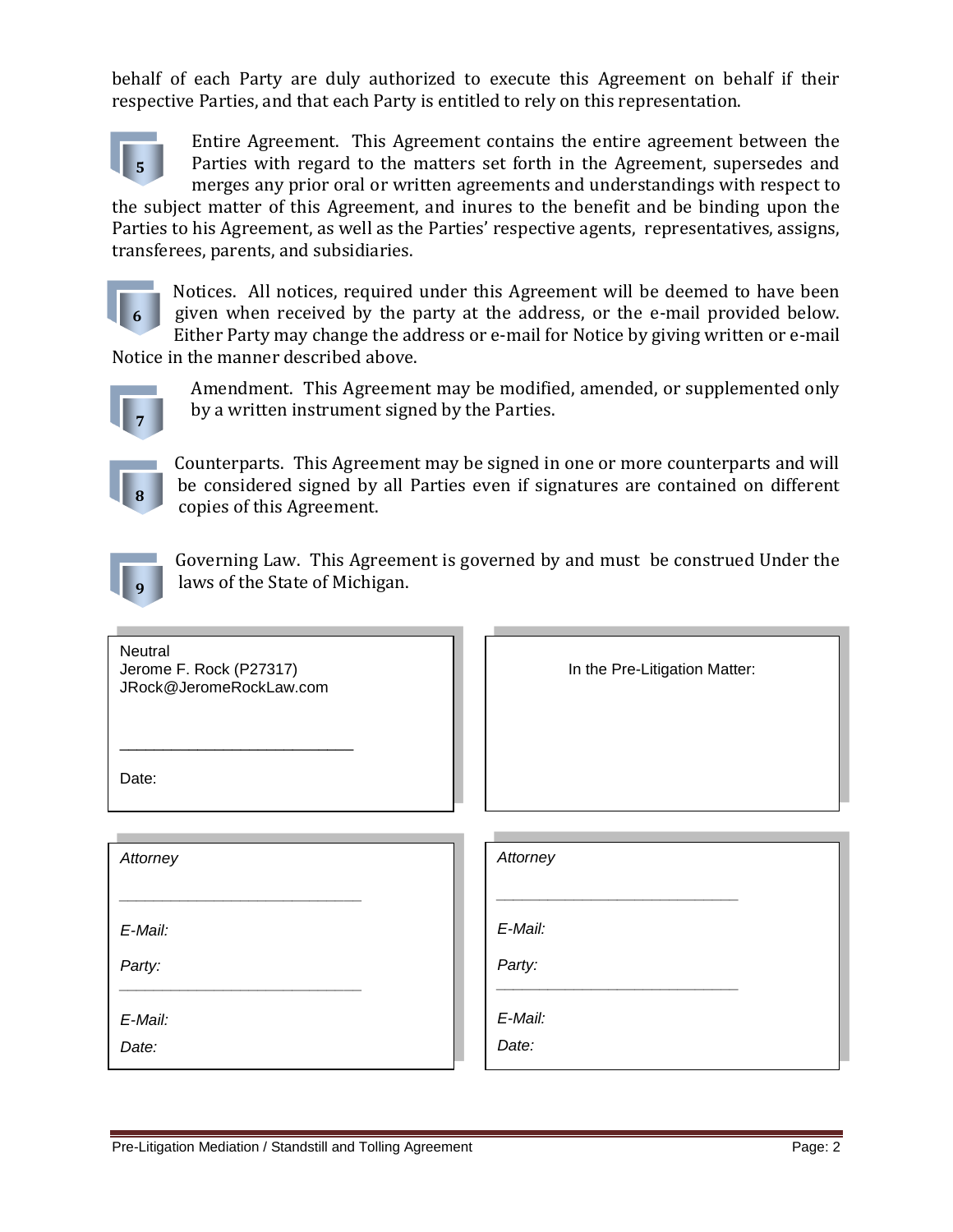behalf of each Party are duly authorized to execute this Agreement on behalf if their respective Parties, and that each Party is entitled to rely on this representation.

5 Entire Agreement. This Agreement contains the entire agreement between the Parties with regard to the matters set forth in the Agreement, supersedes and merges any prior oral or written agreements and understandings with respect to the subject matter of this Agreement, and inures to the benefit and be binding upon the Parties to his Agreement, as well as the Parties' respective agents, representatives, assigns, transferees, parents, and subsidiaries.

6 Notices. All notices, required under this Agreement will be deemed to have been given when received by the party at the address, or the e-mail provided below. Either Party may change the address or e-mail for Notice by giving written or e-mail Notice in the manner described above.

7 Amendment. This Agreement may be modified, amended, or supplemented only by a written instrument signed by the Parties.

8 Counterparts. This Agreement may be signed in one or more counterparts and will be considered signed by all Parties even if signatures are contained on different copies of this Agreement.

9 Governing Law. This Agreement is governed by and must be construed Under the laws of the State of Michigan.

| | |
|---|---|
| Neutral<br>Jerome F. Rock (P27317)<br>JRock@JeromeRockLaw.com<br><br>___________________________<br><br>Date: | In the Pre-Litigation Matter: |
| *Attorney*<br><br>___________________________<br><br>*E-Mail:*<br><br>*Party:*<br>___________________________<br><br>*E-Mail:*<br><br>*Date:* | *Attorney*<br><br>___________________________<br><br>*E-Mail:*<br><br>*Party:*<br>___________________________<br><br>*E-Mail:*<br><br>*Date:* |